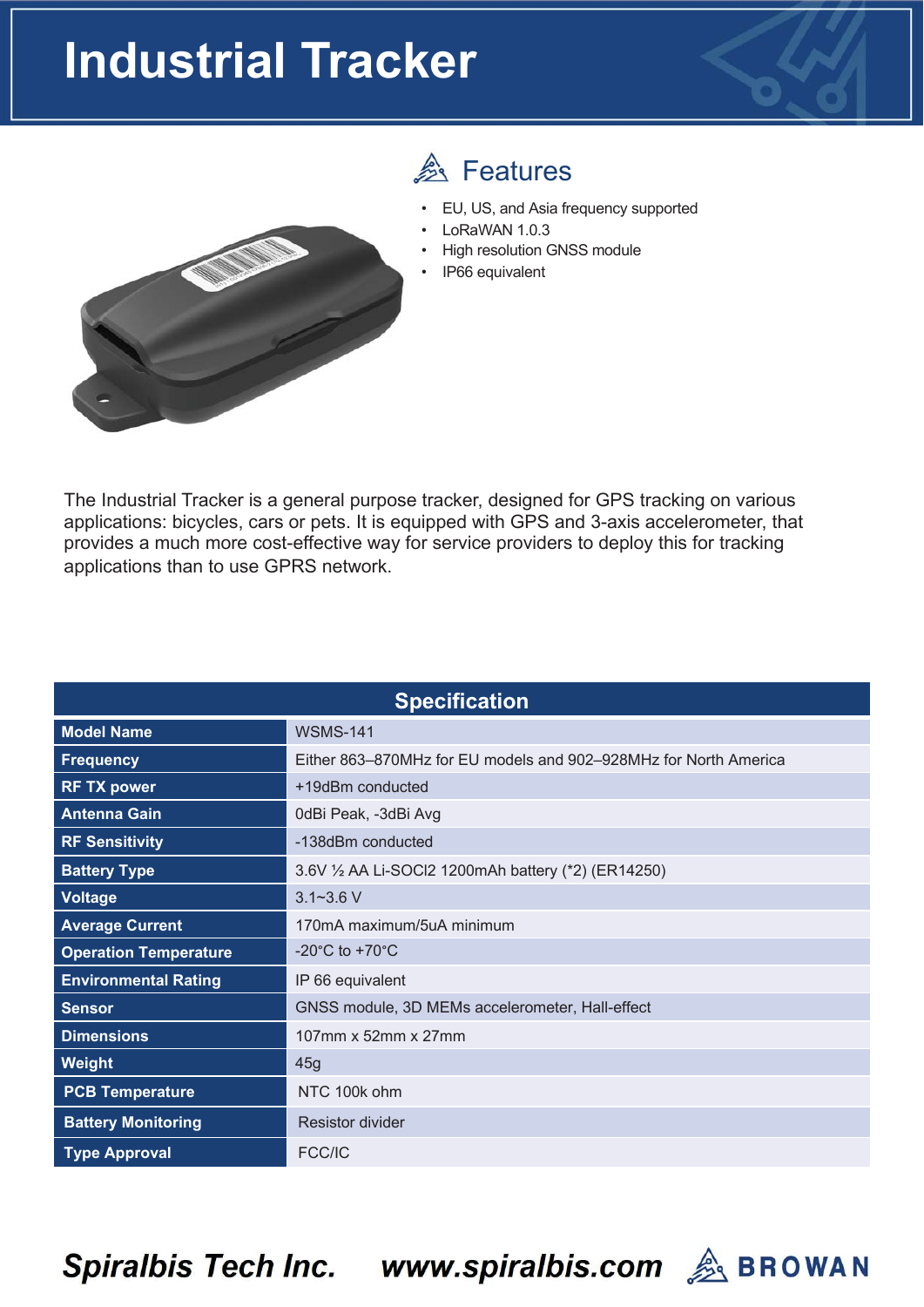# Industrial Tracker

## Features

- EU, US, and Asia frequency supported
- LoRaWAN 1.0.3
- High resolution GNSS module
- IP66 equivalent

The Industrial Tracker is a general purpose tracker, designed for GPS tracking on various applications: bicycles, cars or pets. It is equipped with GPS and 3-axis accelerometer, that provides a much more cost-effective way for service providers to deploy this for tracking applications than to use GPRS network.

| Specification | |
|---|---|
| **Model Name** | WSMS-141 |
| **Frequency** | Either 863–870MHz for EU models and 902–928MHz for North America |
| **RF TX power** | +19dBm conducted |
| **Antenna Gain** | 0dBi Peak, -3dBi Avg |
| **RF Sensitivity** | -138dBm conducted |
| **Battery Type** | 3.6V ½ AA Li-SOCl2 1200mAh battery (*2) (ER14250) |
| **Voltage** | 3.1~3.6 V |
| **Average Current** | 170mA maximum/5uA minimum |
| **Operation Temperature** | -20°C to +70°C |
| **Environmental Rating** | IP 66 equivalent |
| **Sensor** | GNSS module, 3D MEMs accelerometer, Hall-effect |
| **Dimensions** | 107mm x 52mm x 27mm |
| **Weight** | 45g |
| **PCB Temperature** | NTC 100k ohm |
| **Battery Monitoring** | Resistor divider |
| **Type Approval** | FCC/IC |

***Spiralbis Tech Inc.*** ***www.spiralbis.com*** **BROWAN**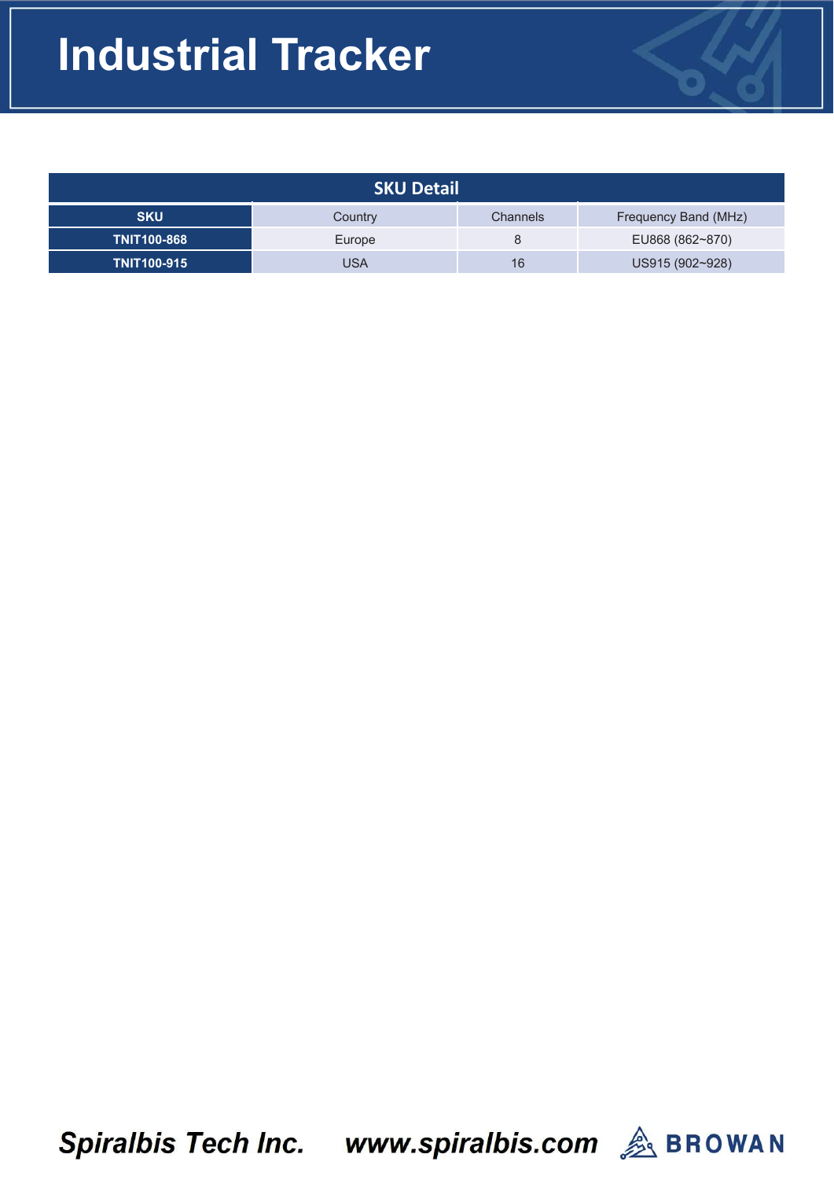# Industrial Tracker

| SKU Detail | | | |
|---|---|---|---|
| **SKU** | Country | Channels | Frequency Band (MHz) |
| **TNIT100-868** | Europe | 8 | EU868 (862~870) |
| **TNIT100-915** | USA | 16 | US915 (902~928) |

***Spiralbis Tech Inc.*** ***www.spiralbis.com*** **BROWAN**